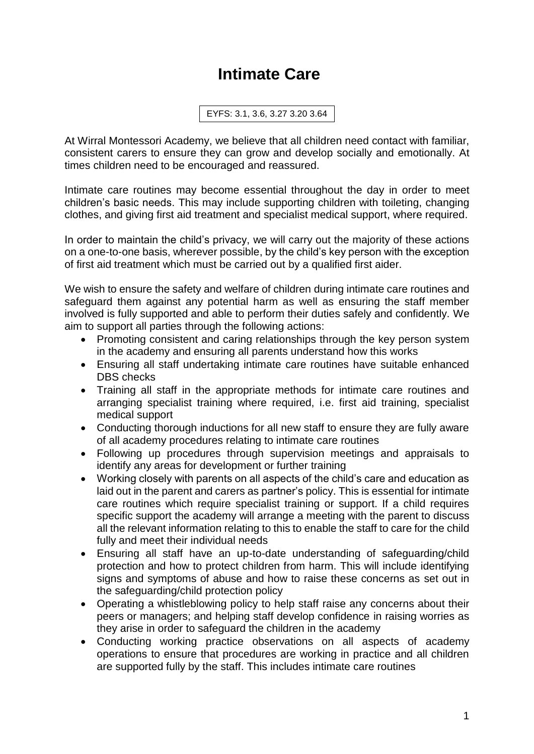# Intimate Care

EYFS: 3.1, 3.6, 3.27 3.20 3.64

At Wirral Montessori Academy, we believe that all children need contact with familiar, consistent carers to ensure they can grow and develop socially and emotionally. At times children need to be encouraged and reassured.

Intimate care routines may become essential throughout the day in order to meet children's basic needs. This may include supporting children with toileting, changing clothes, and giving first aid treatment and specialist medical support, where required.

In order to maintain the child's privacy, we will carry out the majority of these actions on a one-to-one basis, wherever possible, by the child's key person with the exception of first aid treatment which must be carried out by a qualified first aider.

We wish to ensure the safety and welfare of children during intimate care routines and safeguard them against any potential harm as well as ensuring the staff member involved is fully supported and able to perform their duties safely and confidently. We aim to support all parties through the following actions:

- Promoting consistent and caring relationships through the key person system in the academy and ensuring all parents understand how this works
- Ensuring all staff undertaking intimate care routines have suitable enhanced DBS checks
- Training all staff in the appropriate methods for intimate care routines and arranging specialist training where required, i.e. first aid training, specialist medical support
- Conducting thorough inductions for all new staff to ensure they are fully aware of all academy procedures relating to intimate care routines
- Following up procedures through supervision meetings and appraisals to identify any areas for development or further training
- Working closely with parents on all aspects of the child's care and education as laid out in the parent and carers as partner's policy. This is essential for intimate care routines which require specialist training or support. If a child requires specific support the academy will arrange a meeting with the parent to discuss all the relevant information relating to this to enable the staff to care for the child fully and meet their individual needs
- Ensuring all staff have an up-to-date understanding of safeguarding/child protection and how to protect children from harm. This will include identifying signs and symptoms of abuse and how to raise these concerns as set out in the safeguarding/child protection policy
- Operating a whistleblowing policy to help staff raise any concerns about their peers or managers; and helping staff develop confidence in raising worries as they arise in order to safeguard the children in the academy
- Conducting working practice observations on all aspects of academy operations to ensure that procedures are working in practice and all children are supported fully by the staff. This includes intimate care routines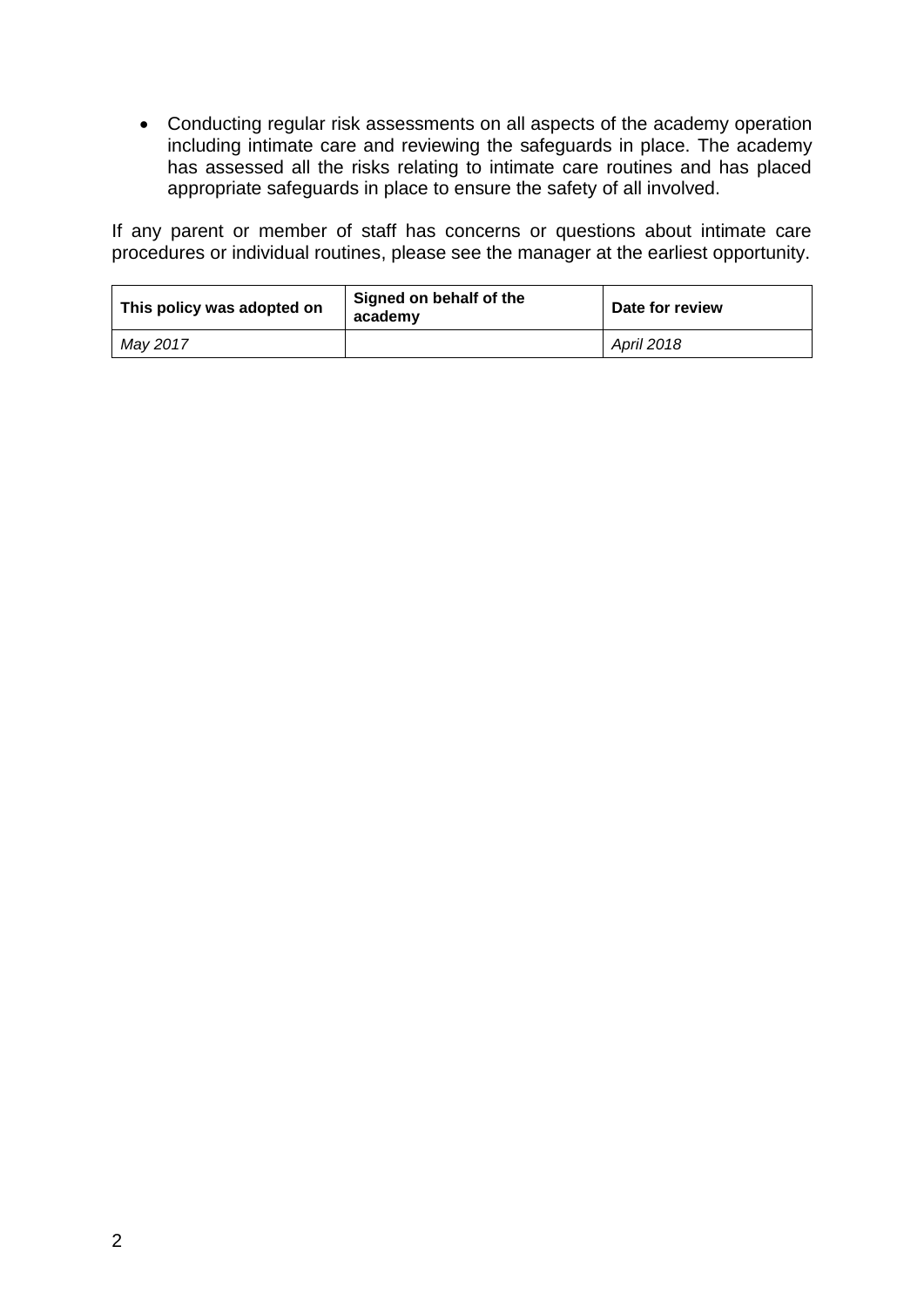- Conducting regular risk assessments on all aspects of the academy operation including intimate care and reviewing the safeguards in place. The academy has assessed all the risks relating to intimate care routines and has placed appropriate safeguards in place to ensure the safety of all involved.

If any parent or member of staff has concerns or questions about intimate care procedures or individual routines, please see the manager at the earliest opportunity.

| This policy was adopted on | Signed on behalf of the academy | Date for review |
|---|---|---|
| *May 2017* | | *April 2018* |